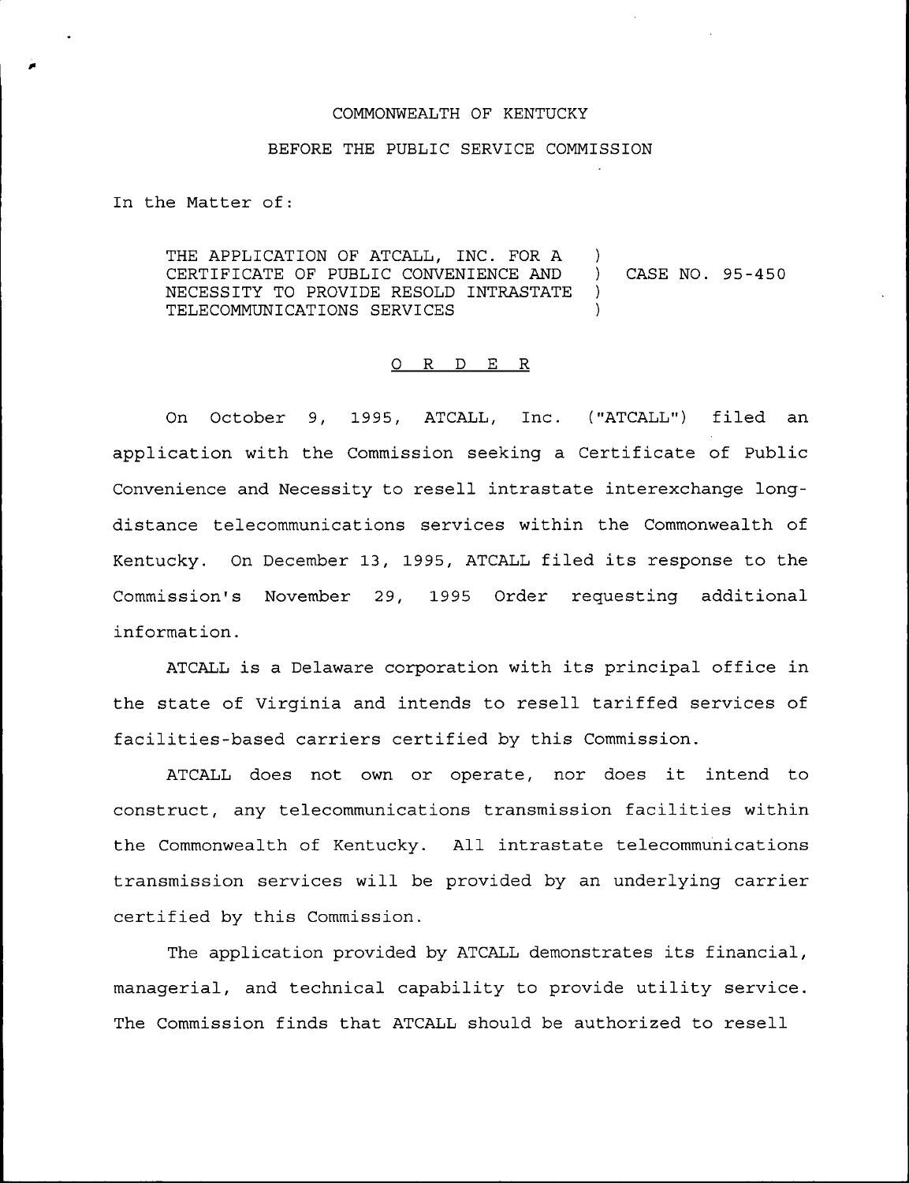COMMONWEALTH OF KENTUCKY

BEFORE THE PUBLIC SERVICE COMMISSION

In the Matter of:

THE APPLICATION OF ATCALL, INC. FOR A CERTIFICATE OF PUBLIC CONVENIENCE AND NECESSITY TO PROVIDE RESOLD INTRASTATE TELECOMMUNICATIONS SERVICES ) CASE NO. 95-450

O R D E R

On October 9, 1995, ATCALL, Inc. ("ATCALL") filed an application with the Commission seeking a Certificate of Public Convenience and Necessity to resell intrastate interexchange long-distance telecommunications services within the Commonwealth of Kentucky. On December 13, 1995, ATCALL filed its response to the Commission's November 29, 1995 Order requesting additional information.

ATCALL is a Delaware corporation with its principal office in the state of Virginia and intends to resell tariffed services of facilities-based carriers certified by this Commission.

ATCALL does not own or operate, nor does it intend to construct, any telecommunications transmission facilities within the Commonwealth of Kentucky. All intrastate telecommunications transmission services will be provided by an underlying carrier certified by this Commission.

The application provided by ATCALL demonstrates its financial, managerial, and technical capability to provide utility service. The Commission finds that ATCALL should be authorized to resell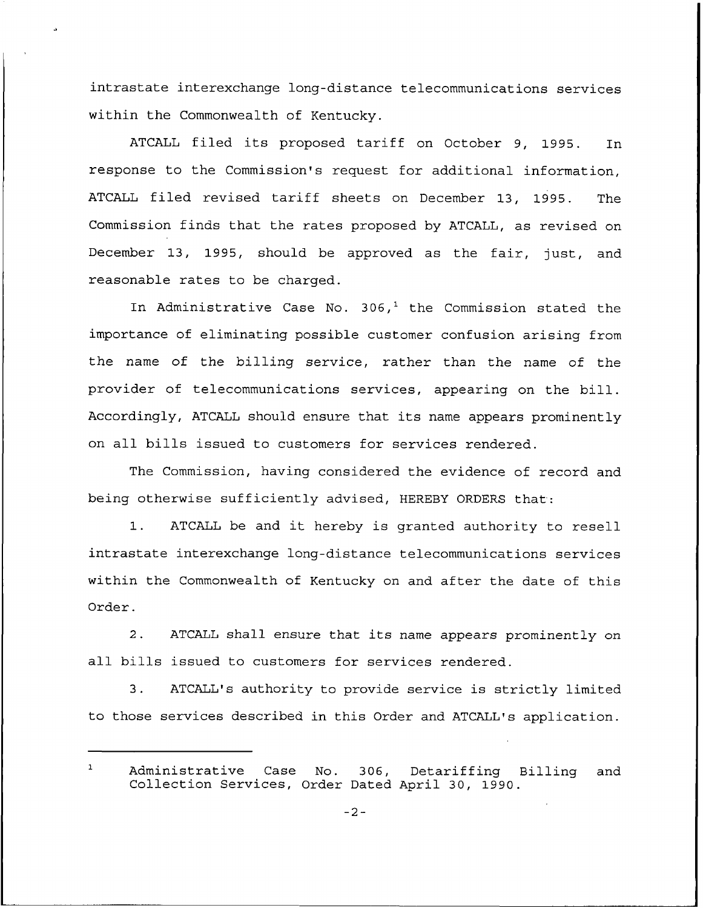intrastate interexchange long-distance telecommunications services within the Commonwealth of Kentucky.

ATCALL filed its proposed tariff on October 9, 1995. In response to the Commission's request for additional information, ATCALL filed revised tariff sheets on December 13, 1995. The Commission finds that the rates proposed by ATCALL, as revised on December 13, 1995, should be approved as the fair, just, and reasonable rates to be charged.

In Administrative Case No. 306,[1] the Commission stated the importance of eliminating possible customer confusion arising from the name of the billing service, rather than the name of the provider of telecommunications services, appearing on the bill. Accordingly, ATCALL should ensure that its name appears prominently on all bills issued to customers for services rendered.

The Commission, having considered the evidence of record and being otherwise sufficiently advised, HEREBY ORDERS that:

1. ATCALL be and it hereby is granted authority to resell intrastate interexchange long-distance telecommunications services within the Commonwealth of Kentucky on and after the date of this Order.

2. ATCALL shall ensure that its name appears prominently on all bills issued to customers for services rendered.

3. ATCALL's authority to provide service is strictly limited to those services described in this Order and ATCALL's application.

---

[1] Administrative Case No. 306, Detariffing Billing and Collection Services, Order Dated April 30, 1990.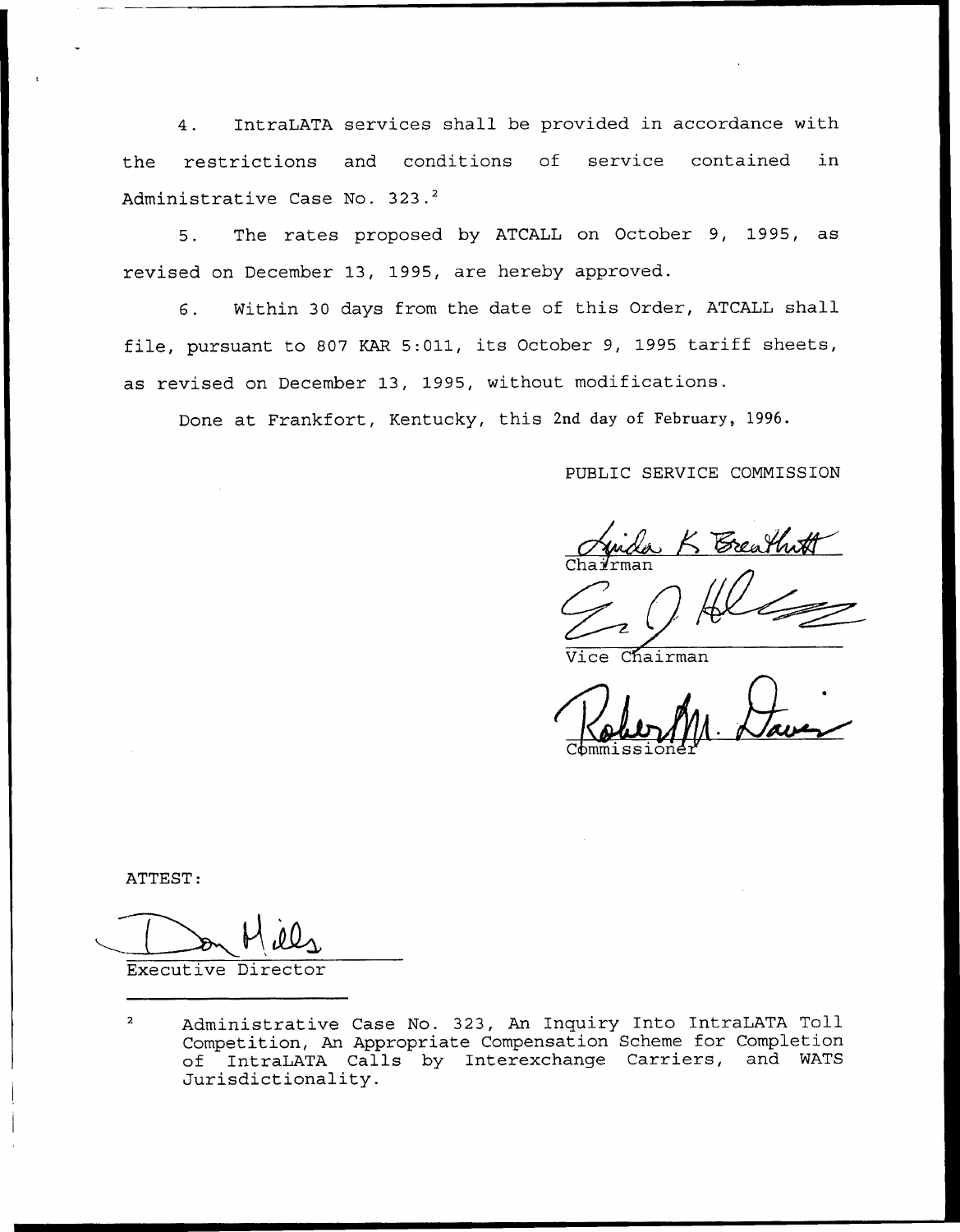4. IntraLATA services shall be provided in accordance with the restrictions and conditions of service contained in Administrative Case No. 323.[2]

5. The rates proposed by ATCALL on October 9, 1995, as revised on December 13, 1995, are hereby approved.

6. Within 30 days from the date of this Order, ATCALL shall file, pursuant to 807 KAR 5:011, its October 9, 1995 tariff sheets, as revised on December 13, 1995, without modifications.

Done at Frankfort, Kentucky, this 2nd day of February, 1996.

PUBLIC SERVICE COMMISSION

Chairman

Vice Chairman

Commissioner

ATTEST:

Executive Director

[2] Administrative Case No. 323, An Inquiry Into IntraLATA Toll Competition, An Appropriate Compensation Scheme for Completion of IntraLATA Calls by Interexchange Carriers, and WATS Jurisdictionality.